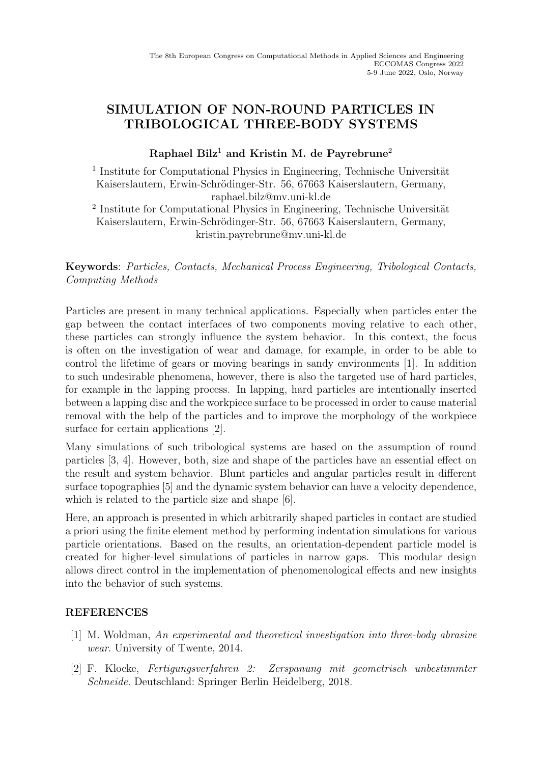The 8th European Congress on Computational Methods in Applied Sciences and Engineering
ECCOMAS Congress 2022
5-9 June 2022, Oslo, Norway

# SIMULATION OF NON-ROUND PARTICLES IN TRIBOLOGICAL THREE-BODY SYSTEMS

**Raphael Bilz[1] and Kristin M. de Payrebrune[2]**

[1] Institute for Computational Physics in Engineering, Technische Universität Kaiserslautern, Erwin-Schrödinger-Str. 56, 67663 Kaiserslautern, Germany, raphael.bilz@mv.uni-kl.de

[2] Institute for Computational Physics in Engineering, Technische Universität Kaiserslautern, Erwin-Schrödinger-Str. 56, 67663 Kaiserslautern, Germany, kristin.payrebrune@mv.uni-kl.de

**Keywords**: *Particles, Contacts, Mechanical Process Engineering, Tribological Contacts, Computing Methods*

Particles are present in many technical applications. Especially when particles enter the gap between the contact interfaces of two components moving relative to each other, these particles can strongly influence the system behavior. In this context, the focus is often on the investigation of wear and damage, for example, in order to be able to control the lifetime of gears or moving bearings in sandy environments [1]. In addition to such undesirable phenomena, however, there is also the targeted use of hard particles, for example in the lapping process. In lapping, hard particles are intentionally inserted between a lapping disc and the workpiece surface to be processed in order to cause material removal with the help of the particles and to improve the morphology of the workpiece surface for certain applications [2].

Many simulations of such tribological systems are based on the assumption of round particles [3, 4]. However, both, size and shape of the particles have an essential effect on the result and system behavior. Blunt particles and angular particles result in different surface topographies [5] and the dynamic system behavior can have a velocity dependence, which is related to the particle size and shape [6].

Here, an approach is presented in which arbitrarily shaped particles in contact are studied a priori using the finite element method by performing indentation simulations for various particle orientations. Based on the results, an orientation-dependent particle model is created for higher-level simulations of particles in narrow gaps. This modular design allows direct control in the implementation of phenomenological effects and new insights into the behavior of such systems.

## REFERENCES

[1] M. Woldman, *An experimental and theoretical investigation into three-body abrasive wear*. University of Twente, 2014.

[2] F. Klocke, *Fertigungsverfahren 2: Zerspanung mit geometrisch unbestimmter Schneide*. Deutschland: Springer Berlin Heidelberg, 2018.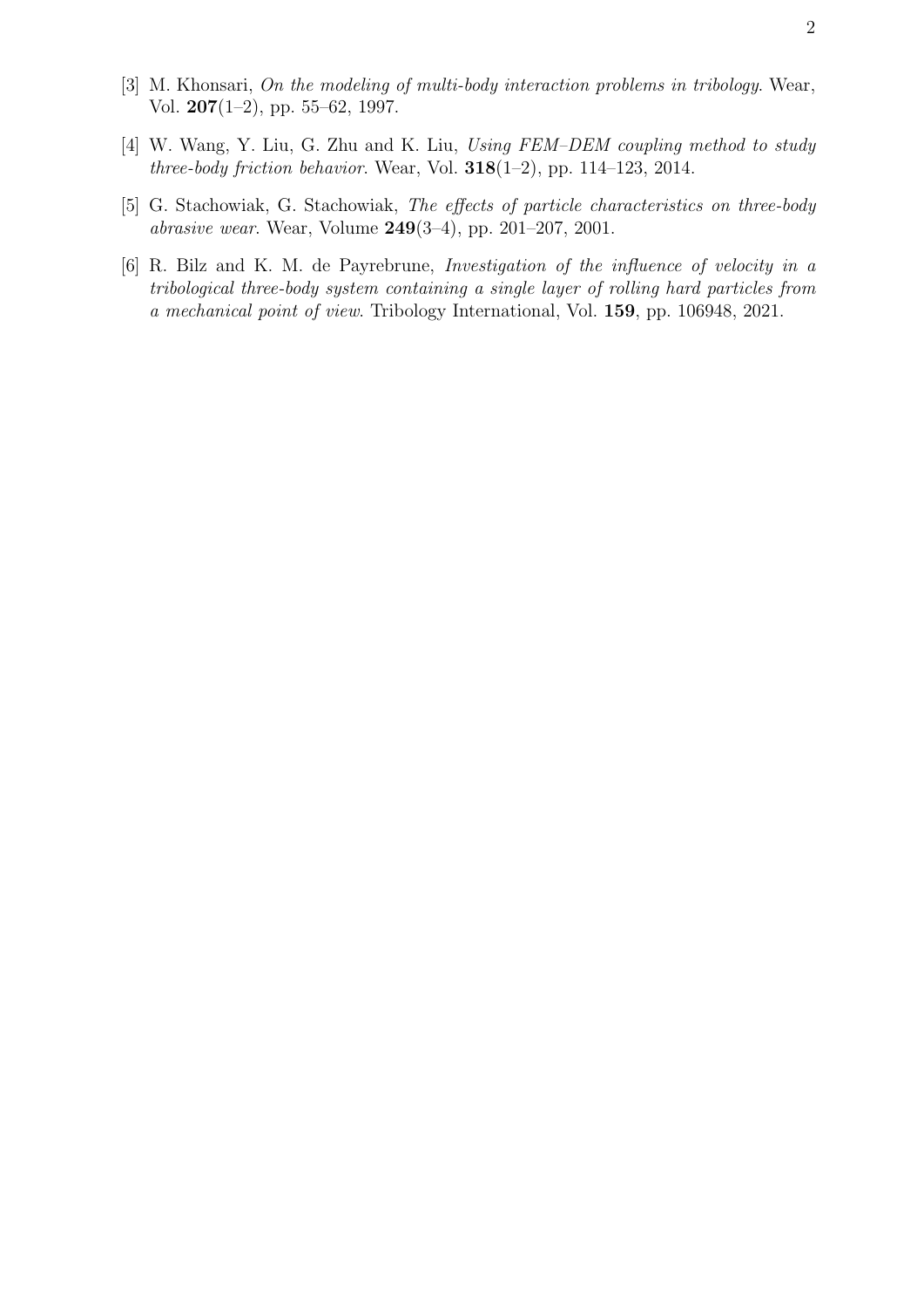[3] M. Khonsari, *On the modeling of multi-body interaction problems in tribology*. Wear, Vol. **207**(1–2), pp. 55–62, 1997.

[4] W. Wang, Y. Liu, G. Zhu and K. Liu, *Using FEM–DEM coupling method to study three-body friction behavior*. Wear, Vol. **318**(1–2), pp. 114–123, 2014.

[5] G. Stachowiak, G. Stachowiak, *The effects of particle characteristics on three-body abrasive wear*. Wear, Volume **249**(3–4), pp. 201–207, 2001.

[6] R. Bilz and K. M. de Payrebrune, *Investigation of the influence of velocity in a tribological three-body system containing a single layer of rolling hard particles from a mechanical point of view*. Tribology International, Vol. **159**, pp. 106948, 2021.